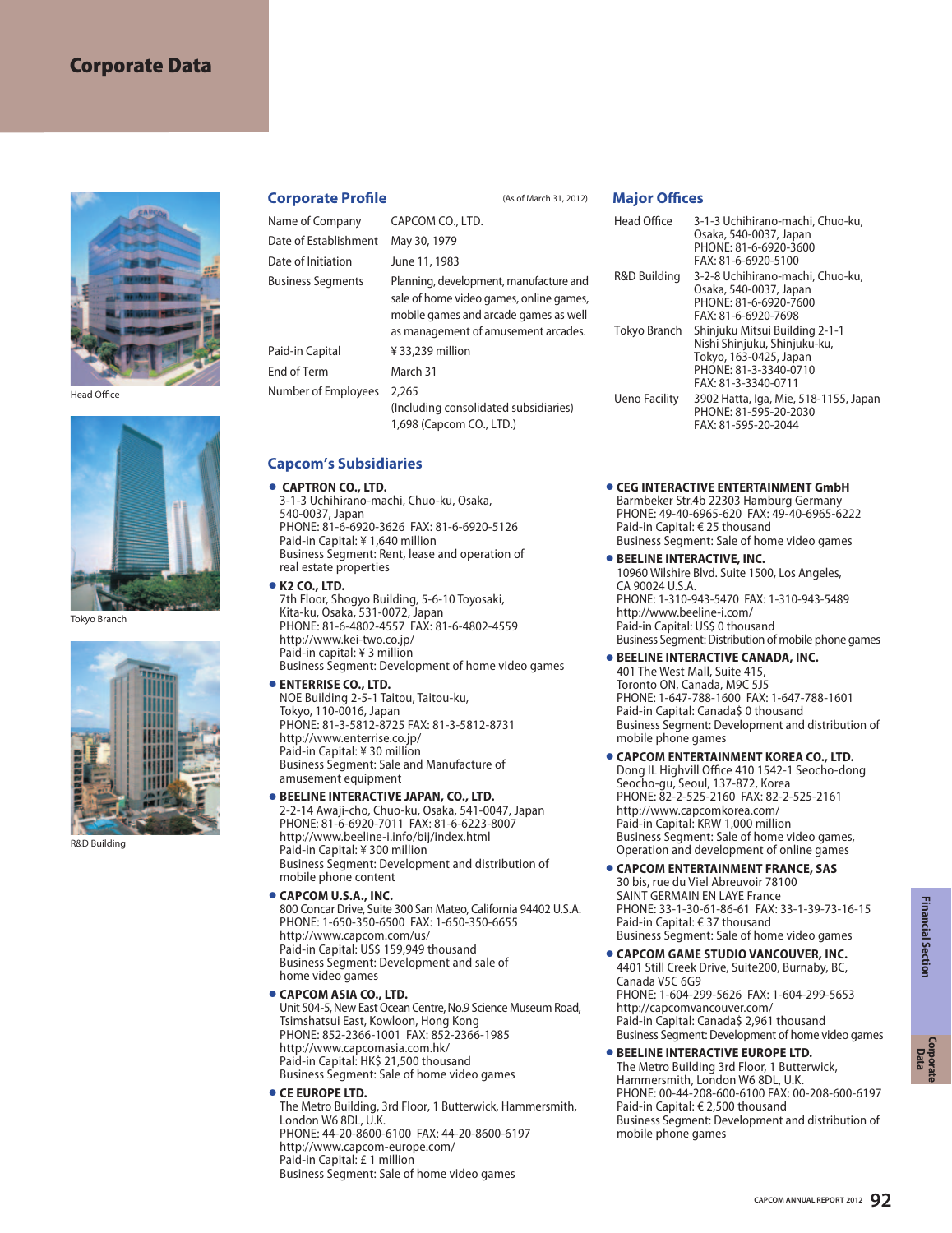# Corporate Data

Head Office

Tokyo Branch

R&D Building

## Corporate Profile

(As of March 31, 2012)

| | |
|---|---|
| Name of Company | CAPCOM CO., LTD. |
| Date of Establishment | May 30, 1979 |
| Date of Initiation | June 11, 1983 |
| Business Segments | Planning, development, manufacture and sale of home video games, online games, mobile games and arcade games as well as management of amusement arcades. |
| Paid-in Capital | ¥ 33,239 million |
| End of Term | March 31 |
| Number of Employees | 2,265 (Including consolidated subsidiaries) 1,698 (Capcom CO., LTD.) |

## Major Offices

| | |
|---|---|
| Head Office | 3-1-3 Uchihirano-machi, Chuo-ku, Osaka, 540-0037, Japan PHONE: 81-6-6920-3600 FAX: 81-6-6920-5100 |
| R&D Building | 3-2-8 Uchihirano-machi, Chuo-ku, Osaka, 540-0037, Japan PHONE: 81-6-6920-7600 FAX: 81-6-6920-7698 |
| Tokyo Branch | Shinjuku Mitsui Building 2-1-1 Nishi Shinjuku, Shinjuku-ku, Tokyo, 163-0425, Japan PHONE: 81-3-3340-0710 FAX: 81-3-3340-0711 |
| Ueno Facility | 3902 Hatta, Iga, Mie, 518-1155, Japan PHONE: 81-595-20-2030 FAX: 81-595-20-2044 |

## Capcom's Subsidiaries

- **CAPTRON CO., LTD.**
  3-1-3 Uchihirano-machi, Chuo-ku, Osaka, 540-0037, Japan
  PHONE: 81-6-6920-3626 FAX: 81-6-6920-5126
  Paid-in Capital: ¥ 1,640 million
  Business Segment: Rent, lease and operation of real estate properties

- **K2 CO., LTD.**
  7th Floor, Shogyo Building, 5-6-10 Toyosaki, Kita-ku, Osaka, 531-0072, Japan
  PHONE: 81-6-4802-4557 FAX: 81-6-4802-4559
  http://www.kei-two.co.jp/
  Paid-in capital: ¥ 3 million
  Business Segment: Development of home video games

- **ENTERRISE CO., LTD.**
  NOE Building 2-5-1 Taitou, Taitou-ku, Tokyo, 110-0016, Japan
  PHONE: 81-3-5812-8725 FAX: 81-3-5812-8731
  http://www.enterrise.co.jp/
  Paid-in Capital: ¥ 30 million
  Business Segment: Sale and Manufacture of amusement equipment

- **BEELINE INTERACTIVE JAPAN, CO., LTD.**
  2-2-14 Awaji-cho, Chuo-ku, Osaka, 541-0047, Japan
  PHONE: 81-6-6920-7011 FAX: 81-6-6223-8007
  http://www.beeline-i.info/bij/index.html
  Paid-in Capital: ¥ 300 million
  Business Segment: Development and distribution of mobile phone content

- **CAPCOM U.S.A., INC.**
  800 Concar Drive, Suite 300 San Mateo, California 94402 U.S.A.
  PHONE: 1-650-350-6500 FAX: 1-650-350-6655
  http://www.capcom.com/us/
  Paid-in Capital: US$ 159,949 thousand
  Business Segment: Development and sale of home video games

- **CAPCOM ASIA CO., LTD.**
  Unit 504-5, New East Ocean Centre, No.9 Science Museum Road, Tsimshatsui East, Kowloon, Hong Kong
  PHONE: 852-2366-1001 FAX: 852-2366-1985
  http://www.capcomasia.com.hk/
  Paid-in Capital: HK$ 21,500 thousand
  Business Segment: Sale of home video games

- **CE EUROPE LTD.**
  The Metro Building, 3rd Floor, 1 Butterwick, Hammersmith, London W6 8DL, U.K.
  PHONE: 44-20-8600-6100 FAX: 44-20-8600-6197
  http://www.capcom-europe.com/
  Paid-in Capital: £ 1 million
  Business Segment: Sale of home video games

- **CEG INTERACTIVE ENTERTAINMENT GmbH**
  Barmbeker Str.4b 22303 Hamburg Germany
  PHONE: 49-40-6965-620 FAX: 49-40-6965-6222
  Paid-in Capital: € 25 thousand
  Business Segment: Sale of home video games

- **BEELINE INTERACTIVE, INC.**
  10960 Wilshire Blvd. Suite 1500, Los Angeles, CA 90024 U.S.A.
  PHONE: 1-310-943-5470 FAX: 1-310-943-5489
  http://www.beeline-i.com/
  Paid-in Capital: US$ 0 thousand
  Business Segment: Distribution of mobile phone games

- **BEELINE INTERACTIVE CANADA, INC.**
  401 The West Mall, Suite 415, Toronto ON, Canada, M9C 5J5
  PHONE: 1-647-788-1600 FAX: 1-647-788-1601
  Paid-in Capital: Canada$ 0 thousand
  Business Segment: Development and distribution of mobile phone games

- **CAPCOM ENTERTAINMENT KOREA CO., LTD.**
  Dong IL Highvill Office 410 1542-1 Seocho-dong Seocho-gu, Seoul, 137-872, Korea
  PHONE: 82-2-525-2160 FAX: 82-2-525-2161
  http://www.capcomkorea.com/
  Paid-in Capital: KRW 1,000 million
  Business Segment: Sale of home video games, Operation and development of online games

- **CAPCOM ENTERTAINMENT FRANCE, SAS**
  30 bis, rue du Viel Abreuvoir 78100 SAINT GERMAIN EN LAYE France
  PHONE: 33-1-30-61-86-61 FAX: 33-1-39-73-16-15
  Paid-in Capital: € 37 thousand
  Business Segment: Sale of home video games

- **CAPCOM GAME STUDIO VANCOUVER, INC.**
  4401 Still Creek Drive, Suite200, Burnaby, BC, Canada V5C 6G9
  PHONE: 1-604-299-5626 FAX: 1-604-299-5653
  http://capcomvancouver.com/
  Paid-in Capital: Canada$ 2,961 thousand
  Business Segment: Development of home video games

- **BEELINE INTERACTIVE EUROPE LTD.**
  The Metro Building 3rd Floor, 1 Butterwick, Hammersmith, London W6 8DL, U.K.
  PHONE: 00-44-208-600-6100 FAX: 00-208-600-6197
  Paid-in Capital: € 2,500 thousand
  Business Segment: Development and distribution of mobile phone games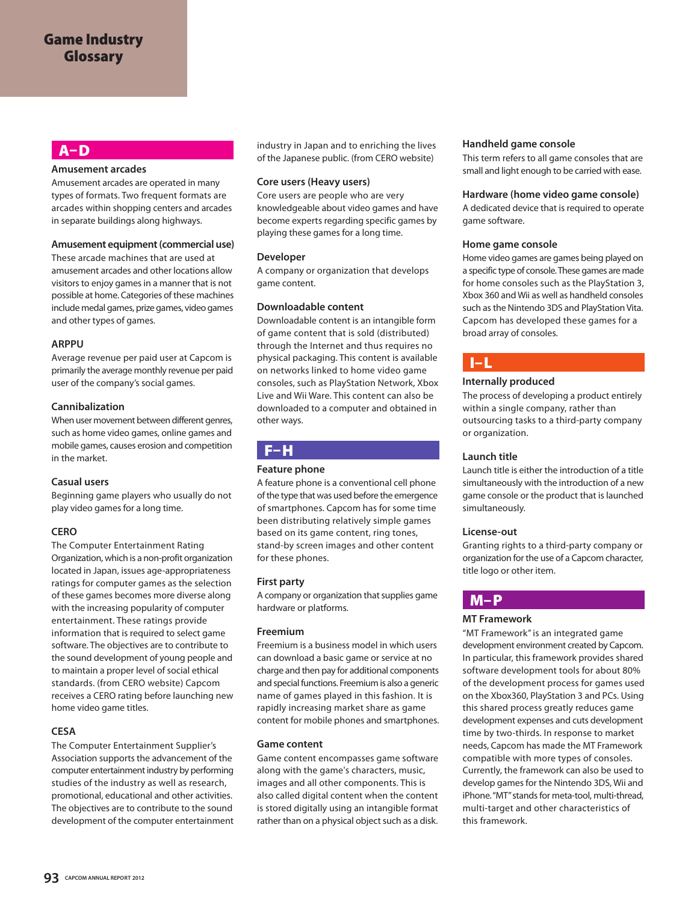# Game Industry Glossary

## A–D

### Amusement arcades

Amusement arcades are operated in many types of formats. Two frequent formats are arcades within shopping centers and arcades in separate buildings along highways.

### Amusement equipment (commercial use)

These arcade machines that are used at amusement arcades and other locations allow visitors to enjoy games in a manner that is not possible at home. Categories of these machines include medal games, prize games, video games and other types of games.

### ARPPU

Average revenue per paid user at Capcom is primarily the average monthly revenue per paid user of the company's social games.

### Cannibalization

When user movement between different genres, such as home video games, online games and mobile games, causes erosion and competition in the market.

### Casual users

Beginning game players who usually do not play video games for a long time.

### CERO

The Computer Entertainment Rating Organization, which is a non-profit organization located in Japan, issues age-appropriateness ratings for computer games as the selection of these games becomes more diverse along with the increasing popularity of computer entertainment. These ratings provide information that is required to select game software. The objectives are to contribute to the sound development of young people and to maintain a proper level of social ethical standards. (from CERO website) Capcom receives a CERO rating before launching new home video game titles.

### CESA

The Computer Entertainment Supplier's Association supports the advancement of the computer entertainment industry by performing studies of the industry as well as research, promotional, educational and other activities. The objectives are to contribute to the sound development of the computer entertainment industry in Japan and to enriching the lives of the Japanese public. (from CERO website)

### Core users (Heavy users)

Core users are people who are very knowledgeable about video games and have become experts regarding specific games by playing these games for a long time.

### Developer

A company or organization that develops game content.

### Downloadable content

Downloadable content is an intangible form of game content that is sold (distributed) through the Internet and thus requires no physical packaging. This content is available on networks linked to home video game consoles, such as PlayStation Network, Xbox Live and Wii Ware. This content can also be downloaded to a computer and obtained in other ways.

## F–H

### Feature phone

A feature phone is a conventional cell phone of the type that was used before the emergence of smartphones. Capcom has for some time been distributing relatively simple games based on its game content, ring tones, stand-by screen images and other content for these phones.

### First party

A company or organization that supplies game hardware or platforms.

### Freemium

Freemium is a business model in which users can download a basic game or service at no charge and then pay for additional components and special functions. Freemium is also a generic name of games played in this fashion. It is rapidly increasing market share as game content for mobile phones and smartphones.

### Game content

Game content encompasses game software along with the game's characters, music, images and all other components. This is also called digital content when the content is stored digitally using an intangible format rather than on a physical object such as a disk.

### Handheld game console

This term refers to all game consoles that are small and light enough to be carried with ease.

### Hardware (home video game console)

A dedicated device that is required to operate game software.

### Home game console

Home video games are games being played on a specific type of console. These games are made for home consoles such as the PlayStation 3, Xbox 360 and Wii as well as handheld consoles such as the Nintendo 3DS and PlayStation Vita. Capcom has developed these games for a broad array of consoles.

## I–L

### Internally produced

The process of developing a product entirely within a single company, rather than outsourcing tasks to a third-party company or organization.

### Launch title

Launch title is either the introduction of a title simultaneously with the introduction of a new game console or the product that is launched simultaneously.

### License-out

Granting rights to a third-party company or organization for the use of a Capcom character, title logo or other item.

## M–P

### MT Framework

"MT Framework" is an integrated game development environment created by Capcom. In particular, this framework provides shared software development tools for about 80% of the development process for games used on the Xbox360, PlayStation 3 and PCs. Using this shared process greatly reduces game development expenses and cuts development time by two-thirds. In response to market needs, Capcom has made the MT Framework compatible with more types of consoles. Currently, the framework can also be used to develop games for the Nintendo 3DS, Wii and iPhone. "MT" stands for meta-tool, multi-thread, multi-target and other characteristics of this framework.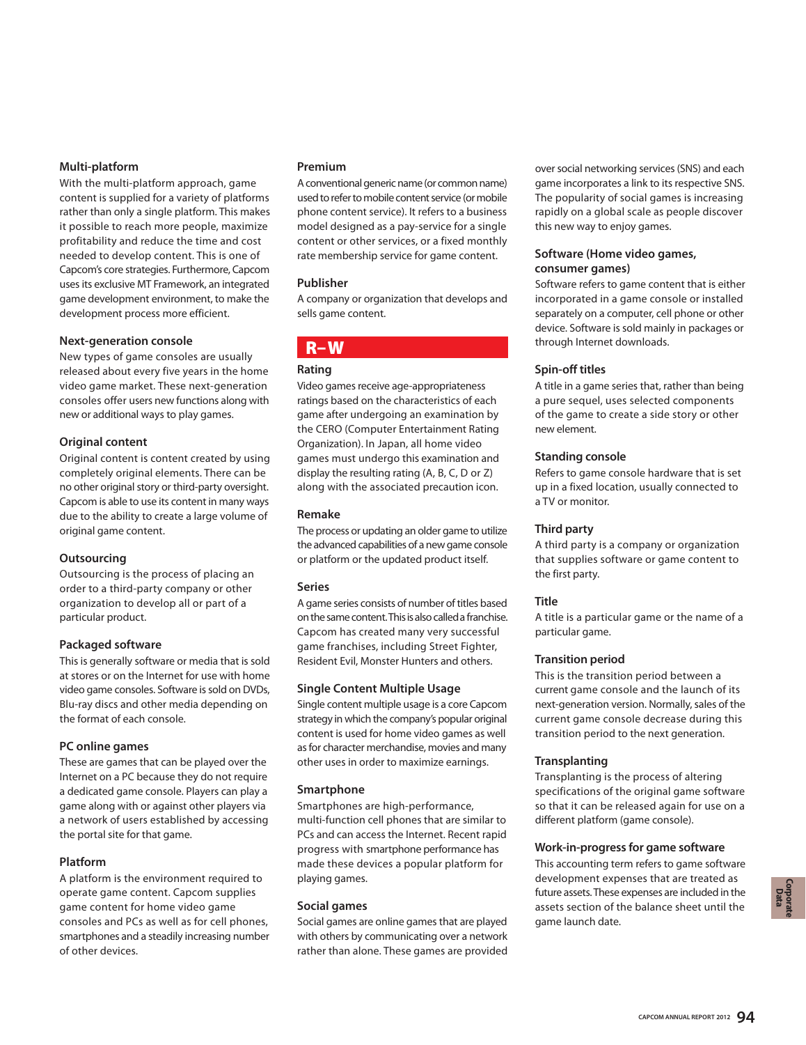### Multi-platform

With the multi-platform approach, game content is supplied for a variety of platforms rather than only a single platform. This makes it possible to reach more people, maximize profitability and reduce the time and cost needed to develop content. This is one of Capcom's core strategies. Furthermore, Capcom uses its exclusive MT Framework, an integrated game development environment, to make the development process more efficient.

### Next-generation console

New types of game consoles are usually released about every five years in the home video game market. These next-generation consoles offer users new functions along with new or additional ways to play games.

### Original content

Original content is content created by using completely original elements. There can be no other original story or third-party oversight. Capcom is able to use its content in many ways due to the ability to create a large volume of original game content.

### Outsourcing

Outsourcing is the process of placing an order to a third-party company or other organization to develop all or part of a particular product.

### Packaged software

This is generally software or media that is sold at stores or on the Internet for use with home video game consoles. Software is sold on DVDs, Blu-ray discs and other media depending on the format of each console.

### PC online games

These are games that can be played over the Internet on a PC because they do not require a dedicated game console. Players can play a game along with or against other players via a network of users established by accessing the portal site for that game.

### Platform

A platform is the environment required to operate game content. Capcom supplies game content for home video game consoles and PCs as well as for cell phones, smartphones and a steadily increasing number of other devices.

### Premium

A conventional generic name (or common name) used to refer to mobile content service (or mobile phone content service). It refers to a business model designed as a pay-service for a single content or other services, or a fixed monthly rate membership service for game content.

### Publisher

A company or organization that develops and sells game content.

## R–W

### Rating

Video games receive age-appropriateness ratings based on the characteristics of each game after undergoing an examination by the CERO (Computer Entertainment Rating Organization). In Japan, all home video games must undergo this examination and display the resulting rating (A, B, C, D or Z) along with the associated precaution icon.

### Remake

The process or updating an older game to utilize the advanced capabilities of a new game console or platform or the updated product itself.

### Series

A game series consists of number of titles based on the same content. This is also called a franchise. Capcom has created many very successful game franchises, including Street Fighter, Resident Evil, Monster Hunters and others.

### Single Content Multiple Usage

Single content multiple usage is a core Capcom strategy in which the company's popular original content is used for home video games as well as for character merchandise, movies and many other uses in order to maximize earnings.

### Smartphone

Smartphones are high-performance, multi-function cell phones that are similar to PCs and can access the Internet. Recent rapid progress with smartphone performance has made these devices a popular platform for playing games.

### Social games

Social games are online games that are played with others by communicating over a network rather than alone. These games are provided over social networking services (SNS) and each game incorporates a link to its respective SNS. The popularity of social games is increasing rapidly on a global scale as people discover this new way to enjoy games.

### Software (Home video games, consumer games)

Software refers to game content that is either incorporated in a game console or installed separately on a computer, cell phone or other device. Software is sold mainly in packages or through Internet downloads.

### Spin-off titles

A title in a game series that, rather than being a pure sequel, uses selected components of the game to create a side story or other new element.

### Standing console

Refers to game console hardware that is set up in a fixed location, usually connected to a TV or monitor.

### Third party

A third party is a company or organization that supplies software or game content to the first party.

### Title

A title is a particular game or the name of a particular game.

### Transition period

This is the transition period between a current game console and the launch of its next-generation version. Normally, sales of the current game console decrease during this transition period to the next generation.

### Transplanting

Transplanting is the process of altering specifications of the original game software so that it can be released again for use on a different platform (game console).

### Work-in-progress for game software

This accounting term refers to game software development expenses that are treated as future assets. These expenses are included in the assets section of the balance sheet until the game launch date.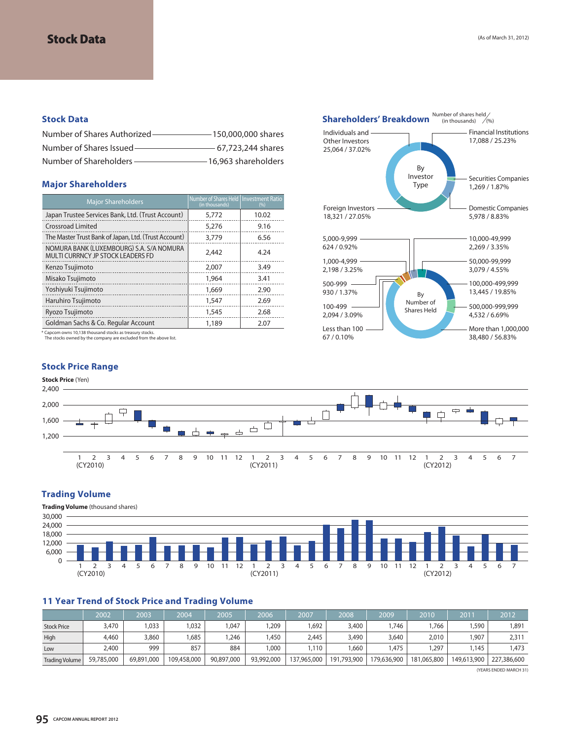# Stock Data

(As of March 31, 2012)

## Stock Data

Number of Shares Authorized — 150,000,000 shares

Number of Shares Issued — 67,723,244 shares

Number of Shareholders — 16,963 shareholders

## Major Shareholders

| Major Shareholders | Number of Shares Held (in thousands) | Investment Ratio (%) |
|---|---|---|
| Japan Trustee Services Bank, Ltd. (Trust Account) | 5,772 | 10.02 |
| Crossroad Limited | 5,276 | 9.16 |
| The Master Trust Bank of Japan, Ltd. (Trust Account) | 3,779 | 6.56 |
| NOMURA BANK (LUXEMBOURG) S.A. S/A NOMURA MULTI CURRNCY JP STOCK LEADERS FD | 2,442 | 4.24 |
| Kenzo Tsujimoto | 2,007 | 3.49 |
| Misako Tsujimoto | 1,964 | 3.41 |
| Yoshiyuki Tsujimoto | 1,669 | 2.90 |
| Haruhiro Tsujimoto | 1,547 | 2.69 |
| Ryozo Tsujimoto | 1,545 | 2.68 |
| Goldman Sachs & Co. Regular Account | 1,189 | 2.07 |

* Capcom owns 10,138 thousand stocks as treasury stocks.
The stocks owned by the company are excluded from the above list.

## Shareholders' Breakdown

Number of shares held (in thousands) / (%)

**By Investor Type**

- Individuals and Other Investors: 25,064 / 37.02%
- Financial Institutions: 17,088 / 25.23%
- Securities Companies: 1,269 / 1.87%
- Domestic Companies: 5,978 / 8.83%
- Foreign Investors: 18,321 / 27.05%

**By Number of Shares Held**

- 5,000-9,999: 624 / 0.92%
- 10,000-49,999: 2,269 / 3.35%
- 1,000-4,999: 2,198 / 3.25%
- 50,000-99,999: 3,079 / 4.55%
- 500-999: 930 / 1.37%
- 100,000-499,999: 13,445 / 19.85%
- 100-499: 2,094 / 3.09%
- 500,000-999,999: 4,532 / 6.69%
- Less than 100: 67 / 0.10%
- More than 1,000,000: 38,480 / 56.83%

## Stock Price Range

**Stock Price** (Yen)

Monthly candlestick chart, January 2010 (CY2010) through July 2012 (CY2012); vertical axis 1,200–2,400 yen.

## Trading Volume

**Trading Volume** (thousand shares)

Monthly bar chart, January 2010 (CY2010) through July 2012 (CY2012); vertical axis 0–30,000 thousand shares.

## 11 Year Trend of Stock Price and Trading Volume

| | 2002 | 2003 | 2004 | 2005 | 2006 | 2007 | 2008 | 2009 | 2010 | 2011 | 2012 |
|---|---|---|---|---|---|---|---|---|---|---|---|
| Stock Price | 3,470 | 1,033 | 1,032 | 1,047 | 1,209 | 1,692 | 3,400 | 1,746 | 1,766 | 1,590 | 1,891 |
| High | 4,460 | 3,860 | 1,685 | 1,246 | 1,450 | 2,445 | 3,490 | 3,640 | 2,010 | 1,907 | 2,311 |
| Low | 2,400 | 999 | 857 | 884 | 1,000 | 1,110 | 1,660 | 1,475 | 1,297 | 1,145 | 1,473 |
| Trading Volume | 59,785,000 | 69,891,000 | 109,458,000 | 90,897,000 | 93,992,000 | 137,965,000 | 191,793,900 | 179,636,900 | 181,065,800 | 149,613,900 | 227,386,600 |

(YEARS ENDED MARCH 31)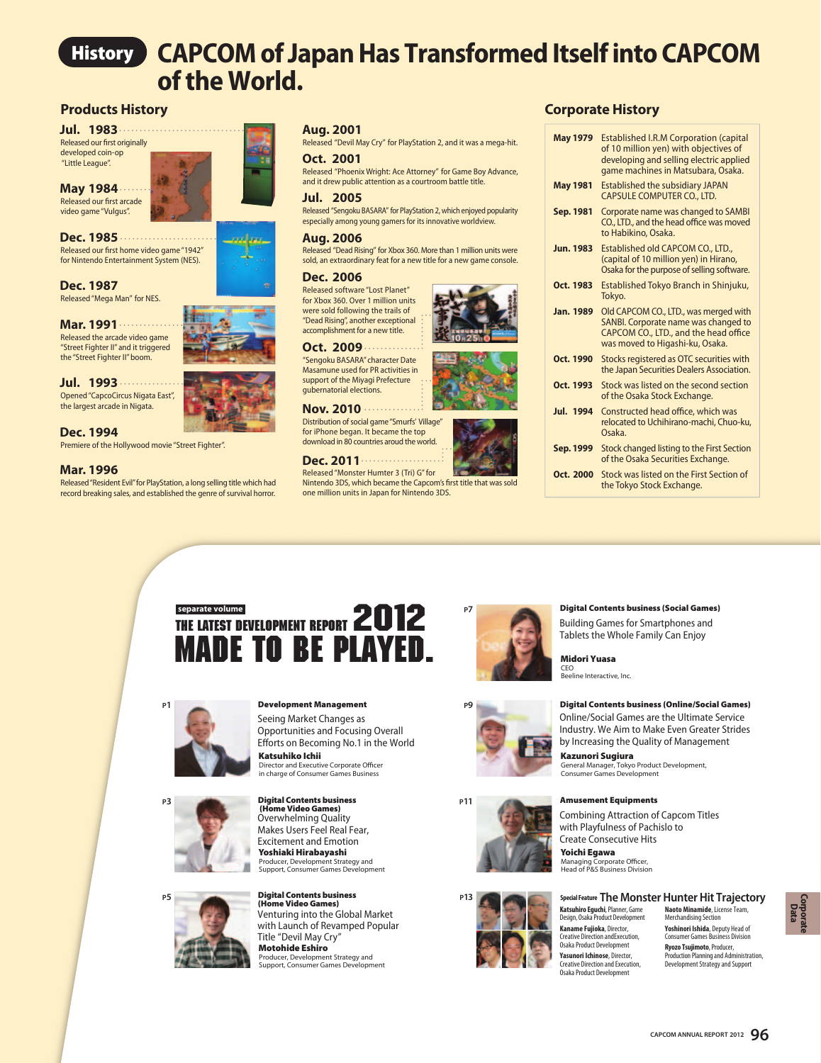# History CAPCOM of Japan Has Transformed Itself into CAPCOM of the World.

## Products History

**Jul. 1983**
Released our first originally developed coin-op "Little League".

**May 1984**
Released our first arcade video game "Vulgus".

**Dec. 1985**
Released our first home video game "1942" for Nintendo Entertainment System (NES).

**Dec. 1987**
Released "Mega Man" for NES.

**Mar. 1991**
Released the arcade video game "Street Fighter II" and it triggered the "Street Fighter II" boom.

**Jul. 1993**
Opened "CapcoCircus Nigata East", the largest arcade in Nigata.

**Dec. 1994**
Premiere of the Hollywood movie "Street Fighter".

**Mar. 1996**
Released "Resident Evil" for PlayStation, a long selling title which had record breaking sales, and established the genre of survival horror.

**Aug. 2001**
Released "Devil May Cry" for PlayStation 2, and it was a mega-hit.

**Oct. 2001**
Released "Phoenix Wright: Ace Attorney" for Game Boy Advance, and it drew public attention as a courtroom battle title.

**Jul. 2005**
Released "Sengoku BASARA" for PlayStation 2, which enjoyed popularity especially among young gamers for its innovative worldview.

**Aug. 2006**
Released "Dead Rising" for Xbox 360. More than 1 million units were sold, an extraordinary feat for a new title for a new game console.

**Dec. 2006**
Released software "Lost Planet" for Xbox 360. Over 1 million units were sold following the trails of "Dead Rising", another exceptional accomplishment for a new title.

**Oct. 2009**
"Sengoku BASARA" character Date Masamune used for PR activities in support of the Miyagi Prefecture gubernatorial elections.

**Nov. 2010**
Distribution of social game "Smurfs' Village" for iPhone began. It became the top download in 80 countries aroud the world.

**Dec. 2011**
Released "Monster Humter 3 (Tri) G" for Nintendo 3DS, which became the Capcom's first title that was sold one million units in Japan for Nintendo 3DS.

## Corporate History

| | |
|---|---|
| **May 1979** | Established I.R.M Corporation (capital of 10 million yen) with objectives of developing and selling electric applied game machines in Matsubara, Osaka. |
| **May 1981** | Established the subsidiary JAPAN CAPSULE COMPUTER CO., LTD. |
| **Sep. 1981** | Corporate name was changed to SAMBI CO., LTD., and the head office was moved to Habikino, Osaka. |
| **Jun. 1983** | Established old CAPCOM CO., LTD., (capital of 10 million yen) in Hirano, Osaka for the purpose of selling software. |
| **Oct. 1983** | Established Tokyo Branch in Shinjuku, Tokyo. |
| **Jan. 1989** | Old CAPCOM CO., LTD., was merged with SANBI. Corporate name was changed to CAPCOM CO., LTD., and the head office was moved to Higashi-ku, Osaka. |
| **Oct. 1990** | Stocks registered as OTC securities with the Japan Securities Dealers Association. |
| **Oct. 1993** | Stock was listed on the second section of the Osaka Stock Exchange. |
| **Jul. 1994** | Constructed head office, which was relocated to Uchihirano-machi, Chuo-ku, Osaka. |
| **Sep. 1999** | Stock changed listing to the First Section of the Osaka Securities Exchange. |
| **Oct. 2000** | Stock was listed on the First Section of the Tokyo Stock Exchange. |

---

separate volume

# THE LATEST DEVELOPMENT REPORT 2012 MADE TO BE PLAYED.

**P1**
**Development Management**
Seeing Market Changes as Opportunities and Focusing Overall Efforts on Becoming No.1 in the World
**Katsuhiko Ichii**
Director and Executive Corporate Officer in charge of Consumer Games Business

**P3**
**Digital Contents business (Home Video Games)**
Overwhelming Quality Makes Users Feel Real Fear, Excitement and Emotion
**Yoshiaki Hirabayashi**
Producer, Development Strategy and Support, Consumer Games Development

**P5**
**Digital Contents business (Home Video Games)**
Venturing into the Global Market with Launch of Revamped Popular Title "Devil May Cry"
**Motohide Eshiro**
Producer, Development Strategy and Support, Consumer Games Development

**P7**
**Digital Contents business (Social Games)**
Building Games for Smartphones and Tablets the Whole Family Can Enjoy
**Midori Yuasa**
CEO
Beeline Interactive, Inc.

**P9**
**Digital Contents business (Online/Social Games)**
Online/Social Games are the Ultimate Service Industry. We Aim to Make Even Greater Strides by Increasing the Quality of Management
**Kazunori Sugiura**
General Manager, Tokyo Product Development, Consumer Games Development

**P11**
**Amusement Equipments**
Combining Attraction of Capcom Titles with Playfulness of Pachislo to Create Consecutive Hits
**Yoichi Egawa**
Managing Corporate Officer, Head of P&S Business Division

**P13**
Special Feature **The Monster Hunter Hit Trajectory**
**Katsuhiro Eguchi**, Planner, Game Design, Osaka Product Development
**Kaname Fujioka**, Director, Creative Direction andExecution, Osaka Product Development
**Yasunori Ichinose**, Director, Creative Direction and Execution, Osaka Product Development
**Naoto Minamide**, License Team, Merchandising Section
**Yoshinori Ishida**, Deputy Head of Consumer Games Business Division
**Ryozo Tsujimoto**, Producer, Production Planning and Administration, Development Strategy and Support